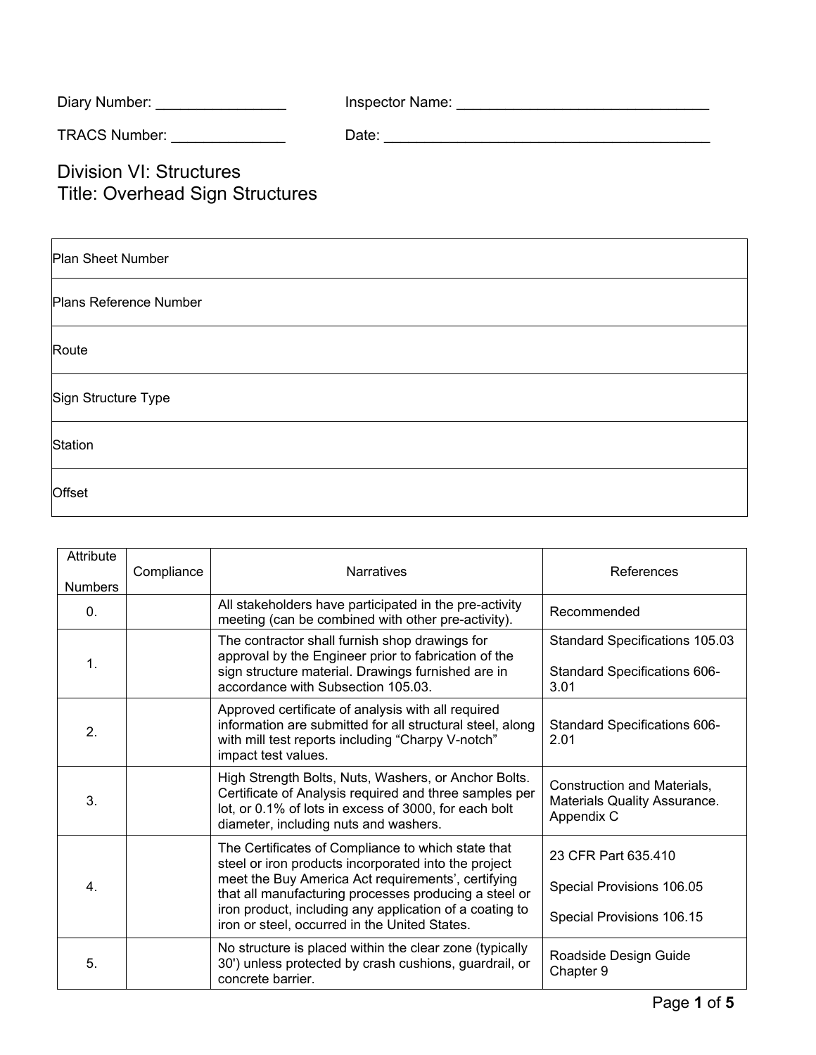Diary Number: ________________ Inspector Name: _______________________________

TRACS Number: ______________ Date: ________________________________________

# Division VI: Structures
# Title: Overhead Sign Structures

| Plan Sheet Number |
|---|
| Plans Reference Number |
| Route |
| Sign Structure Type |
| Station |
| Offset |

| Attribute Numbers | Compliance | Narratives | References |
|---|---|---|---|
| 0. | | All stakeholders have participated in the pre-activity meeting (can be combined with other pre-activity). | Recommended |
| 1. | | The contractor shall furnish shop drawings for approval by the Engineer prior to fabrication of the sign structure material. Drawings furnished are in accordance with Subsection 105.03. | Standard Specifications 105.03<br><br>Standard Specifications 606-3.01 |
| 2. | | Approved certificate of analysis with all required information are submitted for all structural steel, along with mill test reports including "Charpy V-notch" impact test values. | Standard Specifications 606-2.01 |
| 3. | | High Strength Bolts, Nuts, Washers, or Anchor Bolts. Certificate of Analysis required and three samples per lot, or 0.1% of lots in excess of 3000, for each bolt diameter, including nuts and washers. | Construction and Materials, Materials Quality Assurance. Appendix C |
| 4. | | The Certificates of Compliance to which state that steel or iron products incorporated into the project meet the Buy America Act requirements', certifying that all manufacturing processes producing a steel or iron product, including any application of a coating to iron or steel, occurred in the United States. | 23 CFR Part 635.410<br><br>Special Provisions 106.05<br><br>Special Provisions 106.15 |
| 5. | | No structure is placed within the clear zone (typically 30') unless protected by crash cushions, guardrail, or concrete barrier. | Roadside Design Guide Chapter 9 |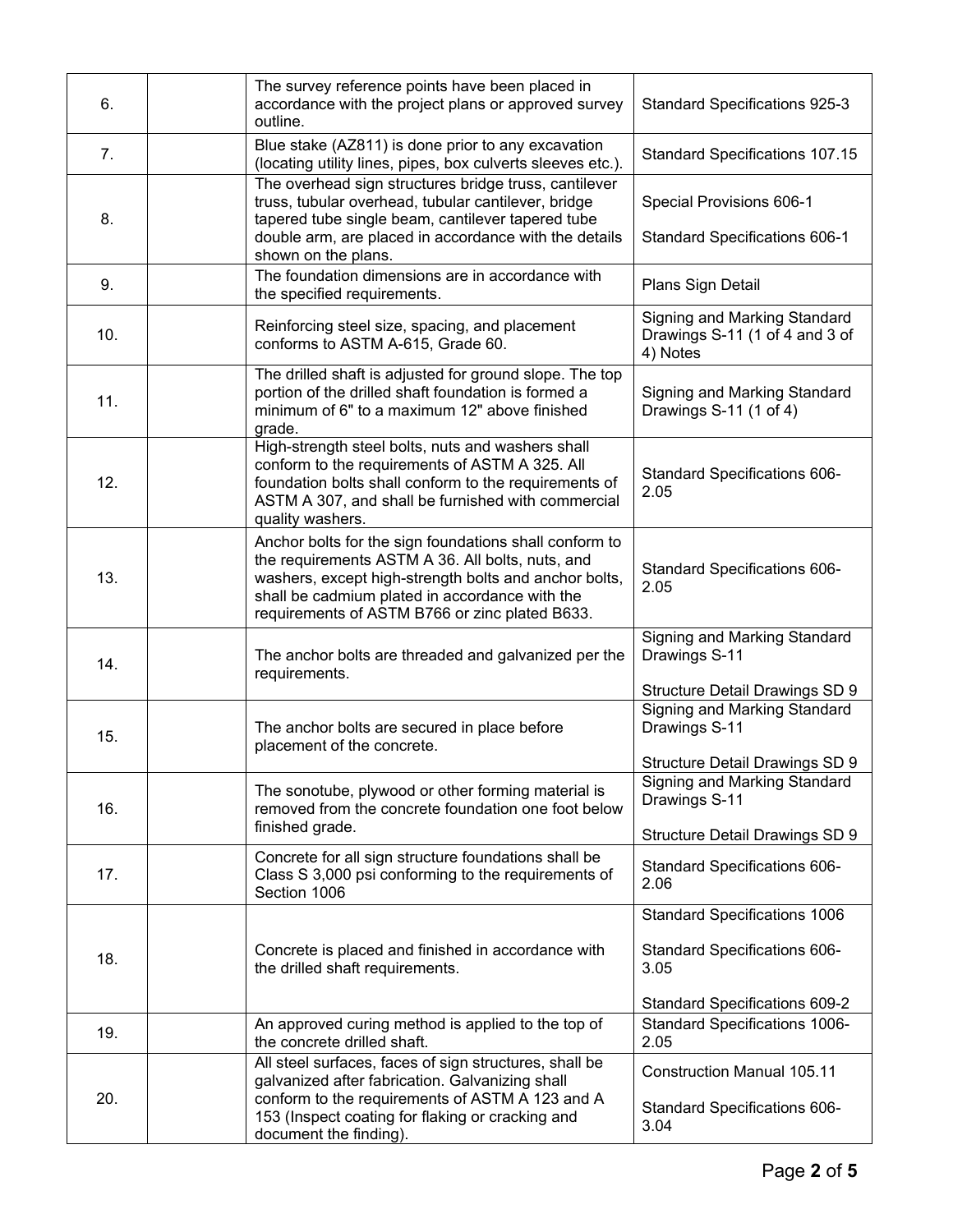| | | | |
|---|---|---|---|
| 6. | | The survey reference points have been placed in accordance with the project plans or approved survey outline. | Standard Specifications 925-3 |
| 7. | | Blue stake (AZ811) is done prior to any excavation (locating utility lines, pipes, box culverts sleeves etc.). | Standard Specifications 107.15 |
| 8. | | The overhead sign structures bridge truss, cantilever truss, tubular overhead, tubular cantilever, bridge tapered tube single beam, cantilever tapered tube double arm, are placed in accordance with the details shown on the plans. | Special Provisions 606-1<br><br>Standard Specifications 606-1 |
| 9. | | The foundation dimensions are in accordance with the specified requirements. | Plans Sign Detail |
| 10. | | Reinforcing steel size, spacing, and placement conforms to ASTM A-615, Grade 60. | Signing and Marking Standard Drawings S-11 (1 of 4 and 3 of 4) Notes |
| 11. | | The drilled shaft is adjusted for ground slope. The top portion of the drilled shaft foundation is formed a minimum of 6" to a maximum 12" above finished grade. | Signing and Marking Standard Drawings S-11 (1 of 4) |
| 12. | | High-strength steel bolts, nuts and washers shall conform to the requirements of ASTM A 325. All foundation bolts shall conform to the requirements of ASTM A 307, and shall be furnished with commercial quality washers. | Standard Specifications 606-2.05 |
| 13. | | Anchor bolts for the sign foundations shall conform to the requirements ASTM A 36. All bolts, nuts, and washers, except high-strength bolts and anchor bolts, shall be cadmium plated in accordance with the requirements of ASTM B766 or zinc plated B633. | Standard Specifications 606-2.05 |
| 14. | | The anchor bolts are threaded and galvanized per the requirements. | Signing and Marking Standard Drawings S-11<br><br>Structure Detail Drawings SD 9 |
| 15. | | The anchor bolts are secured in place before placement of the concrete. | Signing and Marking Standard Drawings S-11<br><br>Structure Detail Drawings SD 9 |
| 16. | | The sonotube, plywood or other forming material is removed from the concrete foundation one foot below finished grade. | Signing and Marking Standard Drawings S-11<br><br>Structure Detail Drawings SD 9 |
| 17. | | Concrete for all sign structure foundations shall be Class S 3,000 psi conforming to the requirements of Section 1006 | Standard Specifications 606-2.06 |
| 18. | | Concrete is placed and finished in accordance with the drilled shaft requirements. | Standard Specifications 1006<br><br>Standard Specifications 606-3.05<br><br>Standard Specifications 609-2 |
| 19. | | An approved curing method is applied to the top of the concrete drilled shaft. | Standard Specifications 1006-2.05 |
| 20. | | All steel surfaces, faces of sign structures, shall be galvanized after fabrication. Galvanizing shall conform to the requirements of ASTM A 123 and A 153 (Inspect coating for flaking or cracking and document the finding). | Construction Manual 105.11<br><br>Standard Specifications 606-3.04 |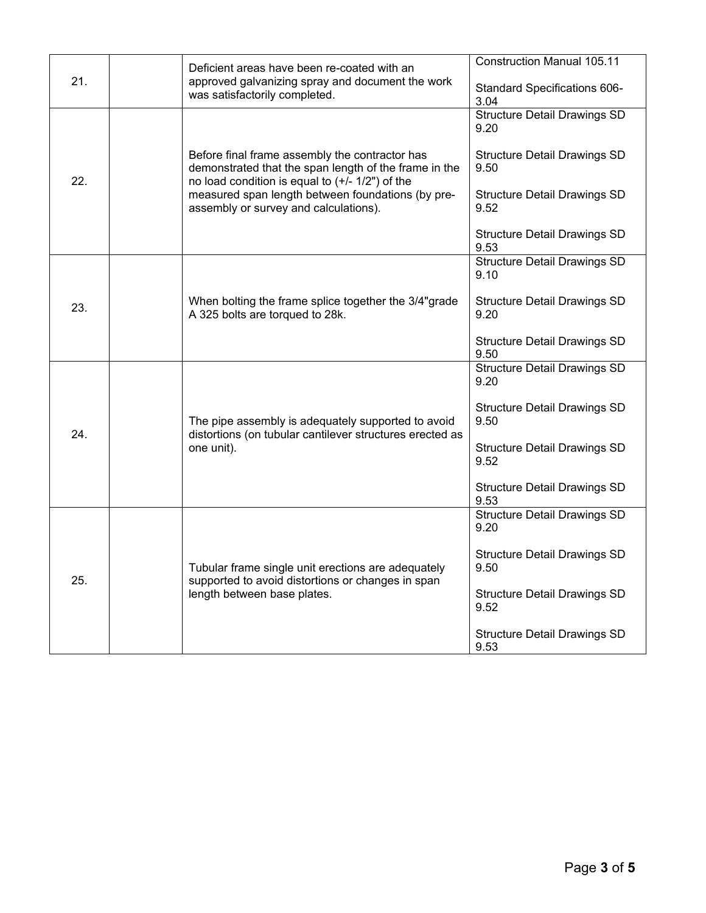| | | | |
|---|---|---|---|
| 21. | | Deficient areas have been re-coated with an approved galvanizing spray and document the work was satisfactorily completed. | Construction Manual 105.11<br><br>Standard Specifications 606-3.04 |
| 22. | | Before final frame assembly the contractor has demonstrated that the span length of the frame in the no load condition is equal to (+/- 1/2") of the measured span length between foundations (by pre-assembly or survey and calculations). | Structure Detail Drawings SD 9.20<br><br>Structure Detail Drawings SD 9.50<br><br>Structure Detail Drawings SD 9.52<br><br>Structure Detail Drawings SD 9.53 |
| 23. | | When bolting the frame splice together the 3/4"grade A 325 bolts are torqued to 28k. | Structure Detail Drawings SD 9.10<br><br>Structure Detail Drawings SD 9.20<br><br>Structure Detail Drawings SD 9.50 |
| 24. | | The pipe assembly is adequately supported to avoid distortions (on tubular cantilever structures erected as one unit). | Structure Detail Drawings SD 9.20<br><br>Structure Detail Drawings SD 9.50<br><br>Structure Detail Drawings SD 9.52<br><br>Structure Detail Drawings SD 9.53 |
| 25. | | Tubular frame single unit erections are adequately supported to avoid distortions or changes in span length between base plates. | Structure Detail Drawings SD 9.20<br><br>Structure Detail Drawings SD 9.50<br><br>Structure Detail Drawings SD 9.52<br><br>Structure Detail Drawings SD 9.53 |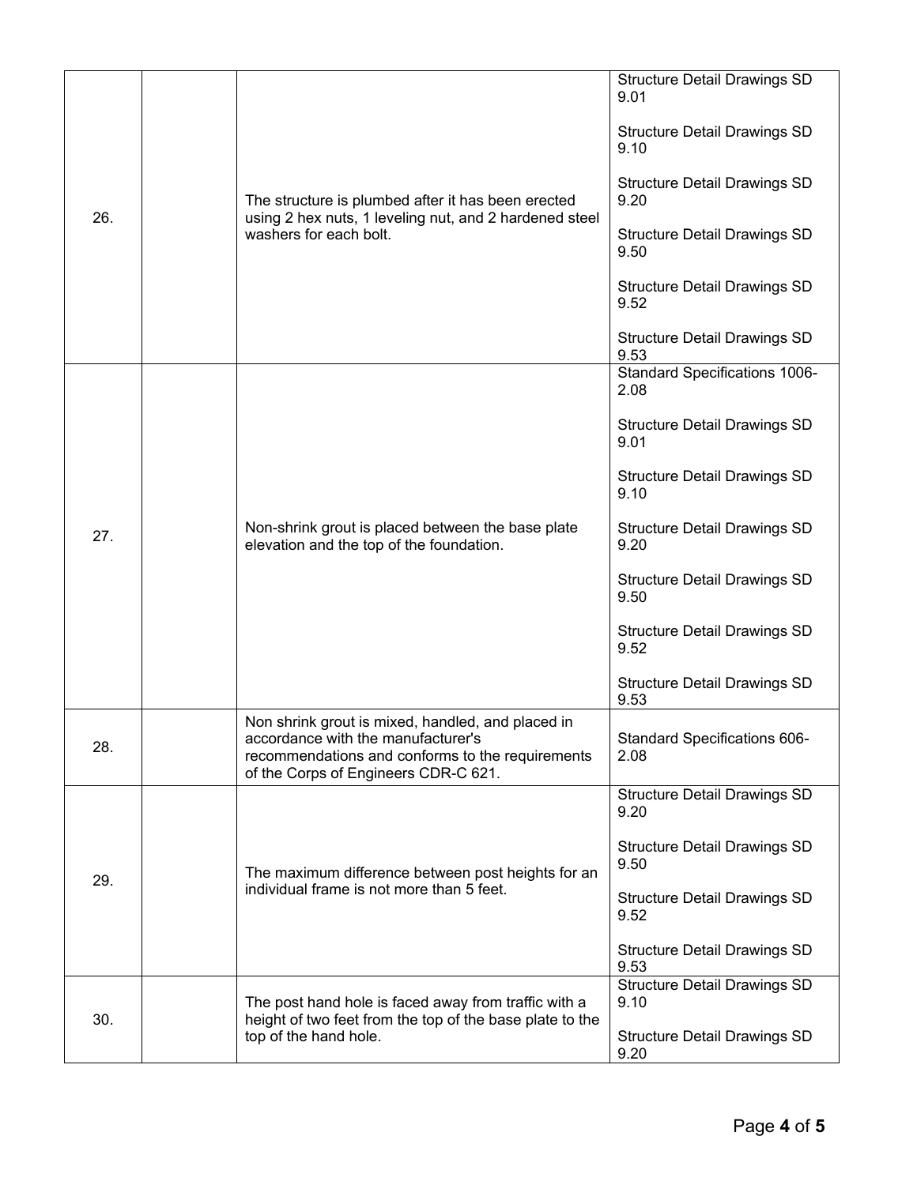| | | | |
|---|---|---|---|
| 26. | | The structure is plumbed after it has been erected using 2 hex nuts, 1 leveling nut, and 2 hardened steel washers for each bolt. | Structure Detail Drawings SD 9.01<br><br>Structure Detail Drawings SD 9.10<br><br>Structure Detail Drawings SD 9.20<br><br>Structure Detail Drawings SD 9.50<br><br>Structure Detail Drawings SD 9.52<br><br>Structure Detail Drawings SD 9.53 |
| 27. | | Non-shrink grout is placed between the base plate elevation and the top of the foundation. | Standard Specifications 1006-2.08<br><br>Structure Detail Drawings SD 9.01<br><br>Structure Detail Drawings SD 9.10<br><br>Structure Detail Drawings SD 9.20<br><br>Structure Detail Drawings SD 9.50<br><br>Structure Detail Drawings SD 9.52<br><br>Structure Detail Drawings SD 9.53 |
| 28. | | Non shrink grout is mixed, handled, and placed in accordance with the manufacturer's recommendations and conforms to the requirements of the Corps of Engineers CDR-C 621. | Standard Specifications 606-2.08 |
| 29. | | The maximum difference between post heights for an individual frame is not more than 5 feet. | Structure Detail Drawings SD 9.20<br><br>Structure Detail Drawings SD 9.50<br><br>Structure Detail Drawings SD 9.52<br><br>Structure Detail Drawings SD 9.53 |
| 30. | | The post hand hole is faced away from traffic with a height of two feet from the top of the base plate to the top of the hand hole. | Structure Detail Drawings SD 9.10<br><br>Structure Detail Drawings SD 9.20 |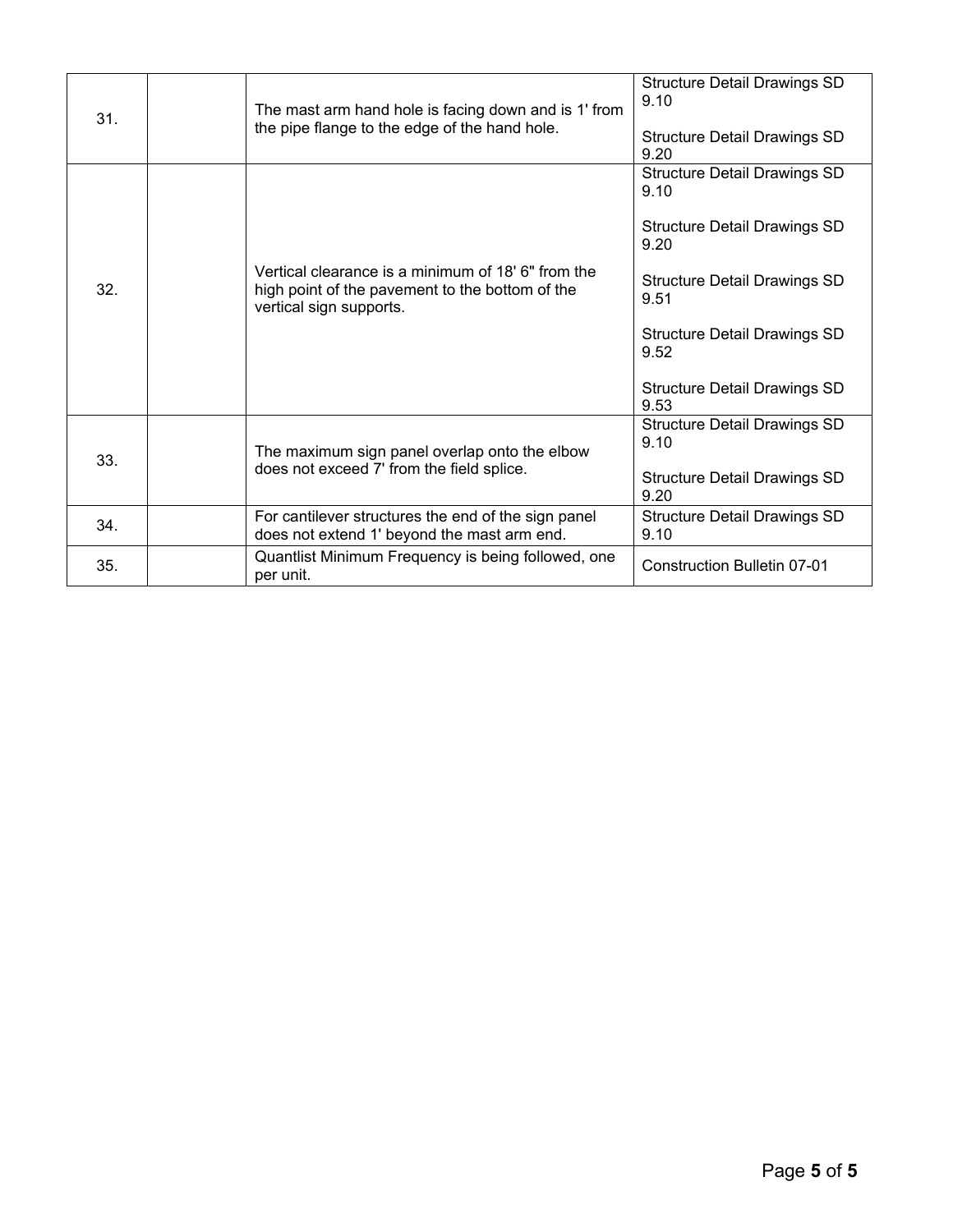| | | | |
|---|---|---|---|
| 31. | | The mast arm hand hole is facing down and is 1' from the pipe flange to the edge of the hand hole. | Structure Detail Drawings SD 9.10<br><br>Structure Detail Drawings SD 9.20 |
| 32. | | Vertical clearance is a minimum of 18' 6" from the high point of the pavement to the bottom of the vertical sign supports. | Structure Detail Drawings SD 9.10<br><br>Structure Detail Drawings SD 9.20<br><br>Structure Detail Drawings SD 9.51<br><br>Structure Detail Drawings SD 9.52<br><br>Structure Detail Drawings SD 9.53 |
| 33. | | The maximum sign panel overlap onto the elbow does not exceed 7' from the field splice. | Structure Detail Drawings SD 9.10<br><br>Structure Detail Drawings SD 9.20 |
| 34. | | For cantilever structures the end of the sign panel does not extend 1' beyond the mast arm end. | Structure Detail Drawings SD 9.10 |
| 35. | | Quantlist Minimum Frequency is being followed, one per unit. | Construction Bulletin 07-01 |